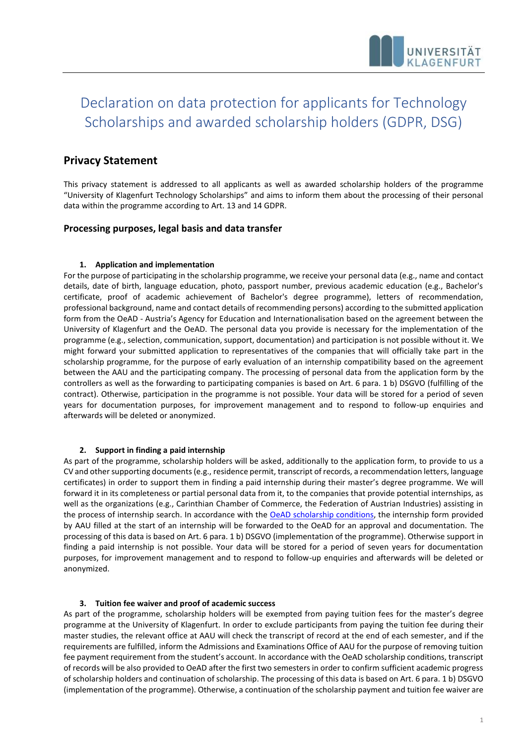# Declaration on data protection for applicants for Technology Scholarships and awarded scholarship holders (GDPR, DSG)

## Privacy Statement

This privacy statement is addressed to all applicants as well as awarded scholarship holders of the programme "University of Klagenfurt Technology Scholarships" and aims to inform them about the processing of their personal data within the programme according to Art. 13 and 14 GDPR.

### Processing purposes, legal basis and data transfer

#### 1. Application and implementation

For the purpose of participating in the scholarship programme, we receive your personal data (e.g., name and contact details, date of birth, language education, photo, passport number, previous academic education (e.g., Bachelor's certificate, proof of academic achievement of Bachelor's degree programme), letters of recommendation, professional background, name and contact details of recommending persons) according to the submitted application form from the OeAD - Austria's Agency for Education and Internationalisation based on the agreement between the University of Klagenfurt and the OeAD. The personal data you provide is necessary for the implementation of the programme (e.g., selection, communication, support, documentation) and participation is not possible without it. We might forward your submitted application to representatives of the companies that will officially take part in the scholarship programme, for the purpose of early evaluation of an internship compatibility based on the agreement between the AAU and the participating company. The processing of personal data from the application form by the controllers as well as the forwarding to participating companies is based on Art. 6 para. 1 b) DSGVO (fulfilling of the contract). Otherwise, participation in the programme is not possible. Your data will be stored for a period of seven years for documentation purposes, for improvement management and to respond to follow-up enquiries and afterwards will be deleted or anonymized.

#### 2. Support in finding a paid internship

As part of the programme, scholarship holders will be asked, additionally to the application form, to provide to us a CV and other supporting documents (e.g., residence permit, transcript of records, a recommendation letters, language certificates) in order to support them in finding a paid internship during their master's degree programme. We will forward it in its completeness or partial personal data from it, to the companies that provide potential internships, as well as the organizations (e.g., Carinthian Chamber of Commerce, the Federation of Austrian Industries) assisting in the process of internship search. In accordance with the [OeAD scholarship conditions](), the internship form provided by AAU filled at the start of an internship will be forwarded to the OeAD for an approval and documentation. The processing of this data is based on Art. 6 para. 1 b) DSGVO (implementation of the programme). Otherwise support in finding a paid internship is not possible. Your data will be stored for a period of seven years for documentation purposes, for improvement management and to respond to follow-up enquiries and afterwards will be deleted or anonymized.

#### 3. Tuition fee waiver and proof of academic success

As part of the programme, scholarship holders will be exempted from paying tuition fees for the master's degree programme at the University of Klagenfurt. In order to exclude participants from paying the tuition fee during their master studies, the relevant office at AAU will check the transcript of record at the end of each semester, and if the requirements are fulfilled, inform the Admissions and Examinations Office of AAU for the purpose of removing tuition fee payment requirement from the student's account. In accordance with the OeAD scholarship conditions, transcript of records will be also provided to OeAD after the first two semesters in order to confirm sufficient academic progress of scholarship holders and continuation of scholarship. The processing of this data is based on Art. 6 para. 1 b) DSGVO (implementation of the programme). Otherwise, a continuation of the scholarship payment and tuition fee waiver are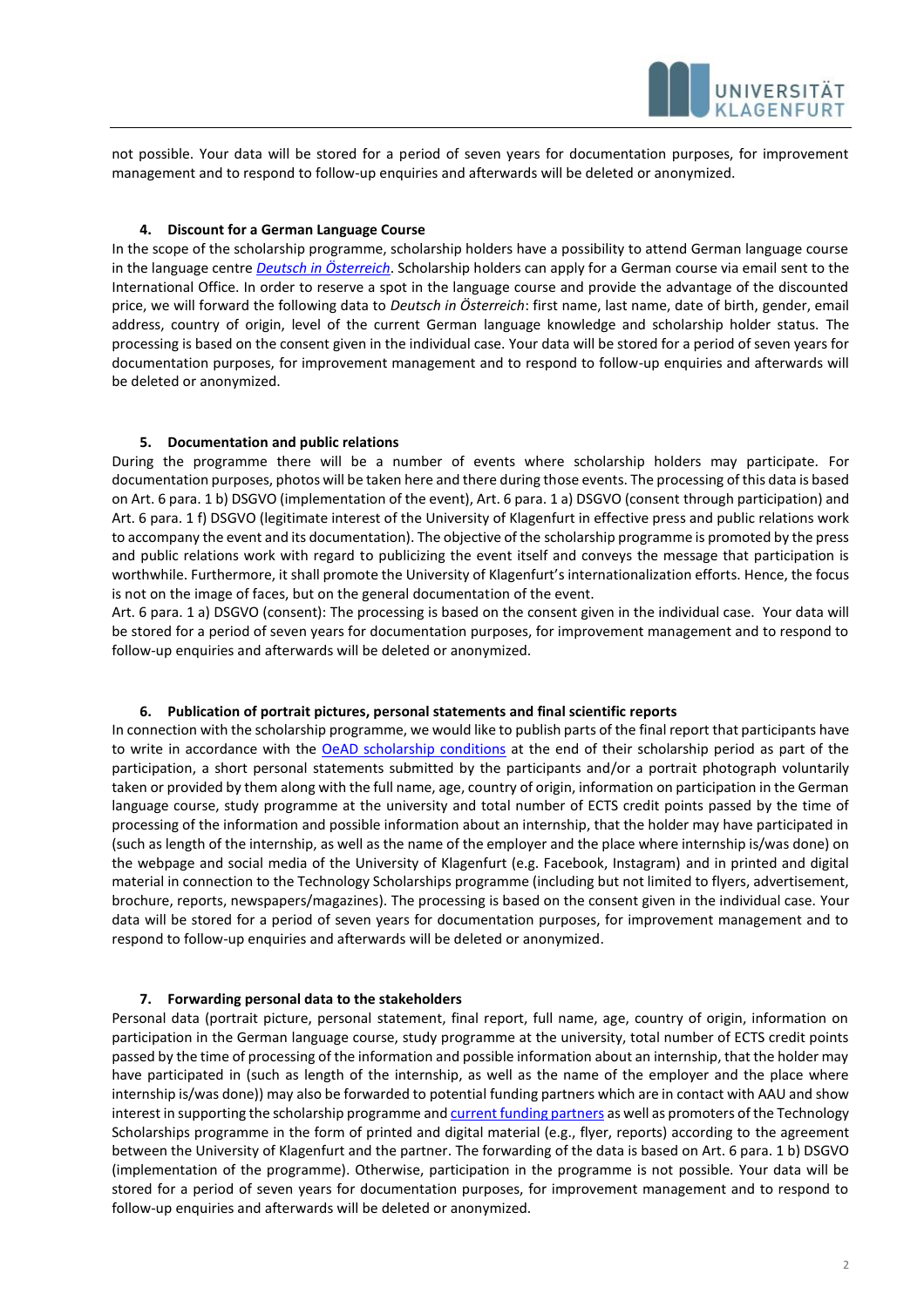not possible. Your data will be stored for a period of seven years for documentation purposes, for improvement management and to respond to follow-up enquiries and afterwards will be deleted or anonymized.

#### 4. Discount for a German Language Course

In the scope of the scholarship programme, scholarship holders have a possibility to attend German language course in the language centre *Deutsch in Österreich*. Scholarship holders can apply for a German course via email sent to the International Office. In order to reserve a spot in the language course and provide the advantage of the discounted price, we will forward the following data to *Deutsch in Österreich*: first name, last name, date of birth, gender, email address, country of origin, level of the current German language knowledge and scholarship holder status. The processing is based on the consent given in the individual case. Your data will be stored for a period of seven years for documentation purposes, for improvement management and to respond to follow-up enquiries and afterwards will be deleted or anonymized.

#### 5. Documentation and public relations

During the programme there will be a number of events where scholarship holders may participate. For documentation purposes, photos will be taken here and there during those events. The processing of this data is based on Art. 6 para. 1 b) DSGVO (implementation of the event), Art. 6 para. 1 a) DSGVO (consent through participation) and Art. 6 para. 1 f) DSGVO (legitimate interest of the University of Klagenfurt in effective press and public relations work to accompany the event and its documentation). The objective of the scholarship programme is promoted by the press and public relations work with regard to publicizing the event itself and conveys the message that participation is worthwhile. Furthermore, it shall promote the University of Klagenfurt's internationalization efforts. Hence, the focus is not on the image of faces, but on the general documentation of the event.

Art. 6 para. 1 a) DSGVO (consent): The processing is based on the consent given in the individual case. Your data will be stored for a period of seven years for documentation purposes, for improvement management and to respond to follow-up enquiries and afterwards will be deleted or anonymized.

#### 6. Publication of portrait pictures, personal statements and final scientific reports

In connection with the scholarship programme, we would like to publish parts of the final report that participants have to write in accordance with the OeAD scholarship conditions at the end of their scholarship period as part of the participation, a short personal statements submitted by the participants and/or a portrait photograph voluntarily taken or provided by them along with the full name, age, country of origin, information on participation in the German language course, study programme at the university and total number of ECTS credit points passed by the time of processing of the information and possible information about an internship, that the holder may have participated in (such as length of the internship, as well as the name of the employer and the place where internship is/was done) on the webpage and social media of the University of Klagenfurt (e.g. Facebook, Instagram) and in printed and digital material in connection to the Technology Scholarships programme (including but not limited to flyers, advertisement, brochure, reports, newspapers/magazines). The processing is based on the consent given in the individual case. Your data will be stored for a period of seven years for documentation purposes, for improvement management and to respond to follow-up enquiries and afterwards will be deleted or anonymized.

#### 7. Forwarding personal data to the stakeholders

Personal data (portrait picture, personal statement, final report, full name, age, country of origin, information on participation in the German language course, study programme at the university, total number of ECTS credit points passed by the time of processing of the information and possible information about an internship, that the holder may have participated in (such as length of the internship, as well as the name of the employer and the place where internship is/was done)) may also be forwarded to potential funding partners which are in contact with AAU and show interest in supporting the scholarship programme and current funding partners as well as promoters of the Technology Scholarships programme in the form of printed and digital material (e.g., flyer, reports) according to the agreement between the University of Klagenfurt and the partner. The forwarding of the data is based on Art. 6 para. 1 b) DSGVO (implementation of the programme). Otherwise, participation in the programme is not possible. Your data will be stored for a period of seven years for documentation purposes, for improvement management and to respond to follow-up enquiries and afterwards will be deleted or anonymized.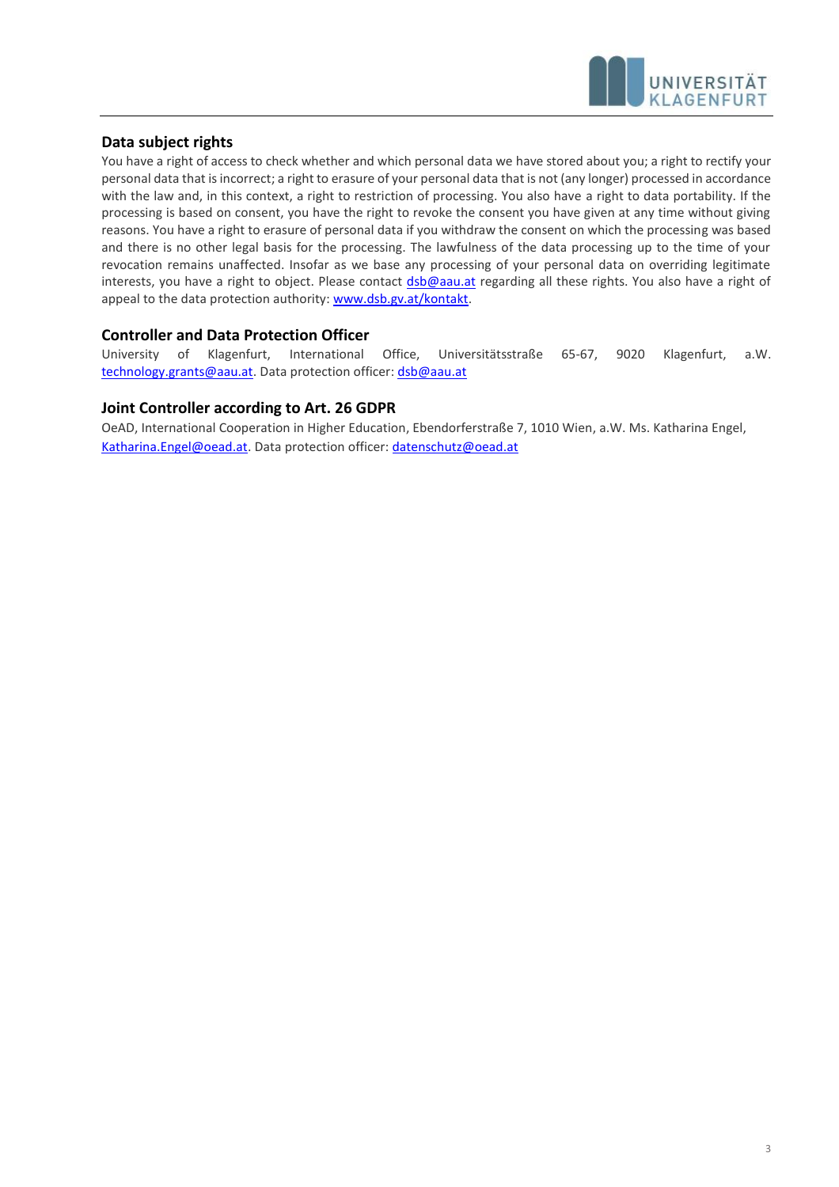## Data subject rights

You have a right of access to check whether and which personal data we have stored about you; a right to rectify your personal data that is incorrect; a right to erasure of your personal data that is not (any longer) processed in accordance with the law and, in this context, a right to restriction of processing. You also have a right to data portability. If the processing is based on consent, you have the right to revoke the consent you have given at any time without giving reasons. You have a right to erasure of personal data if you withdraw the consent on which the processing was based and there is no other legal basis for the processing. The lawfulness of the data processing up to the time of your revocation remains unaffected. Insofar as we base any processing of your personal data on overriding legitimate interests, you have a right to object. Please contact dsb@aau.at regarding all these rights. You also have a right of appeal to the data protection authority: www.dsb.gv.at/kontakt.

## Controller and Data Protection Officer

University of Klagenfurt, International Office, Universitätsstraße 65-67, 9020 Klagenfurt, a.W. technology.grants@aau.at. Data protection officer: dsb@aau.at

## Joint Controller according to Art. 26 GDPR

OeAD, International Cooperation in Higher Education, Ebendorferstraße 7, 1010 Wien, a.W. Ms. Katharina Engel, Katharina.Engel@oead.at. Data protection officer: datenschutz@oead.at